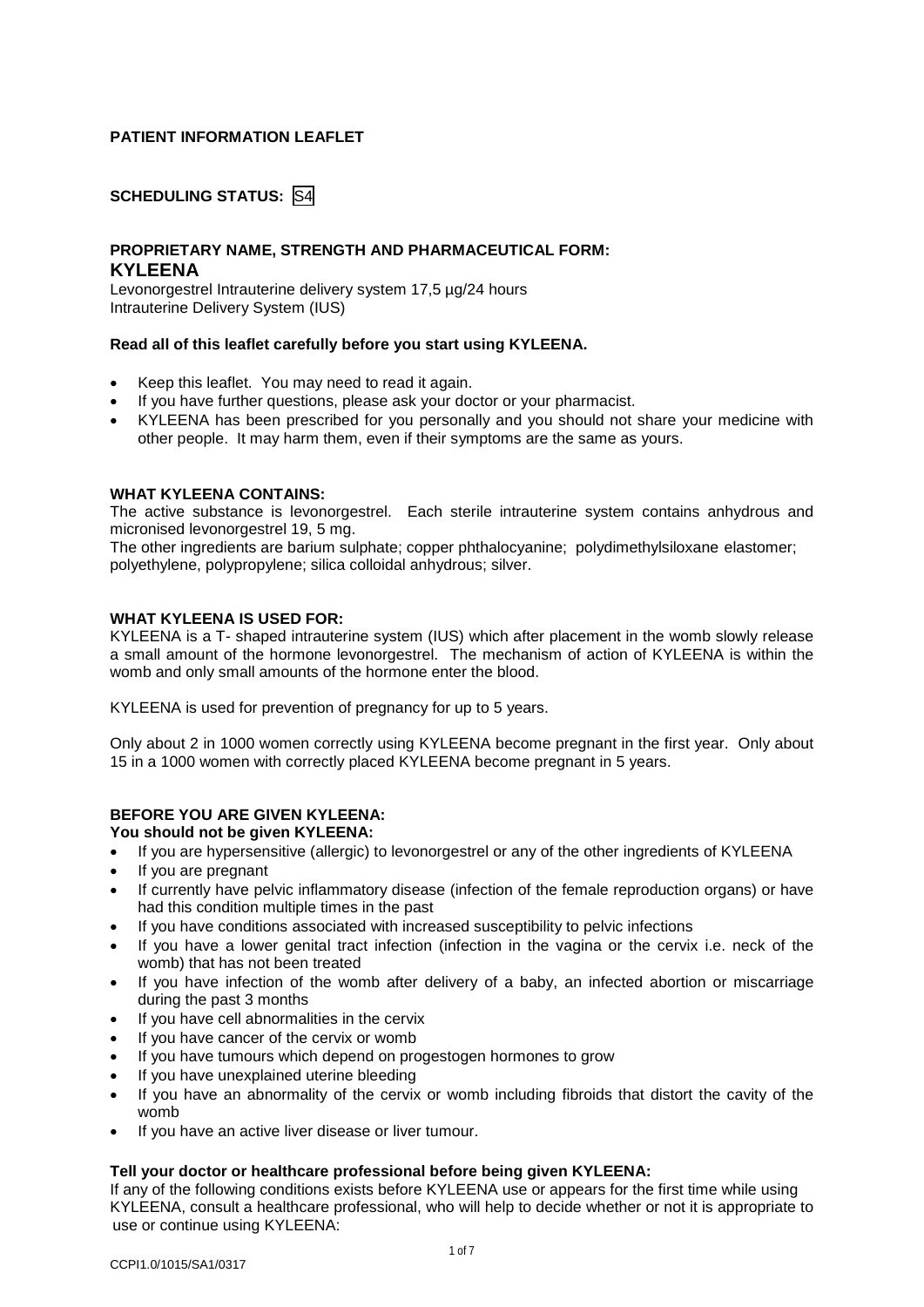**PATIENT INFORMATION LEAFLET**

**SCHEDULING STATUS:** S4

**PROPRIETARY NAME, STRENGTH AND PHARMACEUTICAL FORM:**

**KYLEENA**

Levonorgestrel Intrauterine delivery system 17,5 µg/24 hours
Intrauterine Delivery System (IUS)

**Read all of this leaflet carefully before you start using KYLEENA.**

- Keep this leaflet. You may need to read it again.
- If you have further questions, please ask your doctor or your pharmacist.
- KYLEENA has been prescribed for you personally and you should not share your medicine with other people. It may harm them, even if their symptoms are the same as yours.

**WHAT KYLEENA CONTAINS:**

The active substance is levonorgestrel. Each sterile intrauterine system contains anhydrous and micronised levonorgestrel 19, 5 mg.
The other ingredients are barium sulphate; copper phthalocyanine; polydimethylsiloxane elastomer; polyethylene, polypropylene; silica colloidal anhydrous; silver.

**WHAT KYLEENA IS USED FOR:**

KYLEENA is a T- shaped intrauterine system (IUS) which after placement in the womb slowly release a small amount of the hormone levonorgestrel. The mechanism of action of KYLEENA is within the womb and only small amounts of the hormone enter the blood.

KYLEENA is used for prevention of pregnancy for up to 5 years.

Only about 2 in 1000 women correctly using KYLEENA become pregnant in the first year. Only about 15 in a 1000 women with correctly placed KYLEENA become pregnant in 5 years.

**BEFORE YOU ARE GIVEN KYLEENA:**

**You should not be given KYLEENA:**

- If you are hypersensitive (allergic) to levonorgestrel or any of the other ingredients of KYLEENA
- If you are pregnant
- If currently have pelvic inflammatory disease (infection of the female reproduction organs) or have had this condition multiple times in the past
- If you have conditions associated with increased susceptibility to pelvic infections
- If you have a lower genital tract infection (infection in the vagina or the cervix i.e. neck of the womb) that has not been treated
- If you have infection of the womb after delivery of a baby, an infected abortion or miscarriage during the past 3 months
- If you have cell abnormalities in the cervix
- If you have cancer of the cervix or womb
- If you have tumours which depend on progestogen hormones to grow
- If you have unexplained uterine bleeding
- If you have an abnormality of the cervix or womb including fibroids that distort the cavity of the womb
- If you have an active liver disease or liver tumour.

**Tell your doctor or healthcare professional before being given KYLEENA:**

If any of the following conditions exists before KYLEENA use or appears for the first time while using KYLEENA, consult a healthcare professional, who will help to decide whether or not it is appropriate to use or continue using KYLEENA: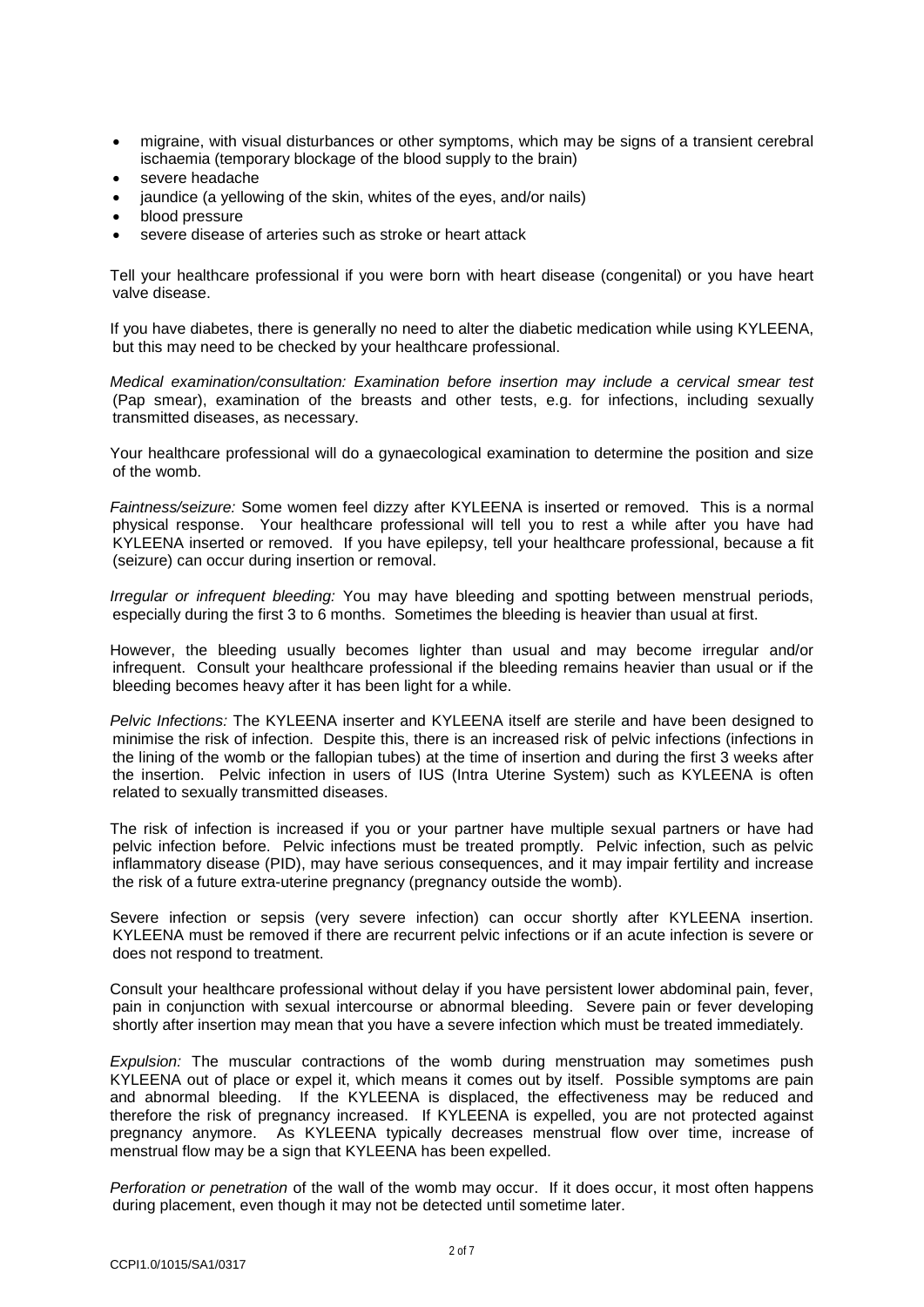- migraine, with visual disturbances or other symptoms, which may be signs of a transient cerebral ischaemia (temporary blockage of the blood supply to the brain)
- severe headache
- jaundice (a yellowing of the skin, whites of the eyes, and/or nails)
- blood pressure
- severe disease of arteries such as stroke or heart attack

Tell your healthcare professional if you were born with heart disease (congenital) or you have heart valve disease.

If you have diabetes, there is generally no need to alter the diabetic medication while using KYLEENA, but this may need to be checked by your healthcare professional.

*Medical examination/consultation: Examination before insertion may include a cervical smear test* (Pap smear), examination of the breasts and other tests, e.g. for infections, including sexually transmitted diseases, as necessary.

Your healthcare professional will do a gynaecological examination to determine the position and size of the womb.

*Faintness/seizure:* Some women feel dizzy after KYLEENA is inserted or removed. This is a normal physical response. Your healthcare professional will tell you to rest a while after you have had KYLEENA inserted or removed. If you have epilepsy, tell your healthcare professional, because a fit (seizure) can occur during insertion or removal.

*Irregular or infrequent bleeding:* You may have bleeding and spotting between menstrual periods, especially during the first 3 to 6 months. Sometimes the bleeding is heavier than usual at first.

However, the bleeding usually becomes lighter than usual and may become irregular and/or infrequent. Consult your healthcare professional if the bleeding remains heavier than usual or if the bleeding becomes heavy after it has been light for a while.

*Pelvic Infections:* The KYLEENA inserter and KYLEENA itself are sterile and have been designed to minimise the risk of infection. Despite this, there is an increased risk of pelvic infections (infections in the lining of the womb or the fallopian tubes) at the time of insertion and during the first 3 weeks after the insertion. Pelvic infection in users of IUS (Intra Uterine System) such as KYLEENA is often related to sexually transmitted diseases.

The risk of infection is increased if you or your partner have multiple sexual partners or have had pelvic infection before. Pelvic infections must be treated promptly. Pelvic infection, such as pelvic inflammatory disease (PID), may have serious consequences, and it may impair fertility and increase the risk of a future extra-uterine pregnancy (pregnancy outside the womb).

Severe infection or sepsis (very severe infection) can occur shortly after KYLEENA insertion. KYLEENA must be removed if there are recurrent pelvic infections or if an acute infection is severe or does not respond to treatment.

Consult your healthcare professional without delay if you have persistent lower abdominal pain, fever, pain in conjunction with sexual intercourse or abnormal bleeding. Severe pain or fever developing shortly after insertion may mean that you have a severe infection which must be treated immediately.

*Expulsion:* The muscular contractions of the womb during menstruation may sometimes push KYLEENA out of place or expel it, which means it comes out by itself. Possible symptoms are pain and abnormal bleeding. If the KYLEENA is displaced, the effectiveness may be reduced and therefore the risk of pregnancy increased. If KYLEENA is expelled, you are not protected against pregnancy anymore. As KYLEENA typically decreases menstrual flow over time, increase of menstrual flow may be a sign that KYLEENA has been expelled.

*Perforation or penetration* of the wall of the womb may occur. If it does occur, it most often happens during placement, even though it may not be detected until sometime later.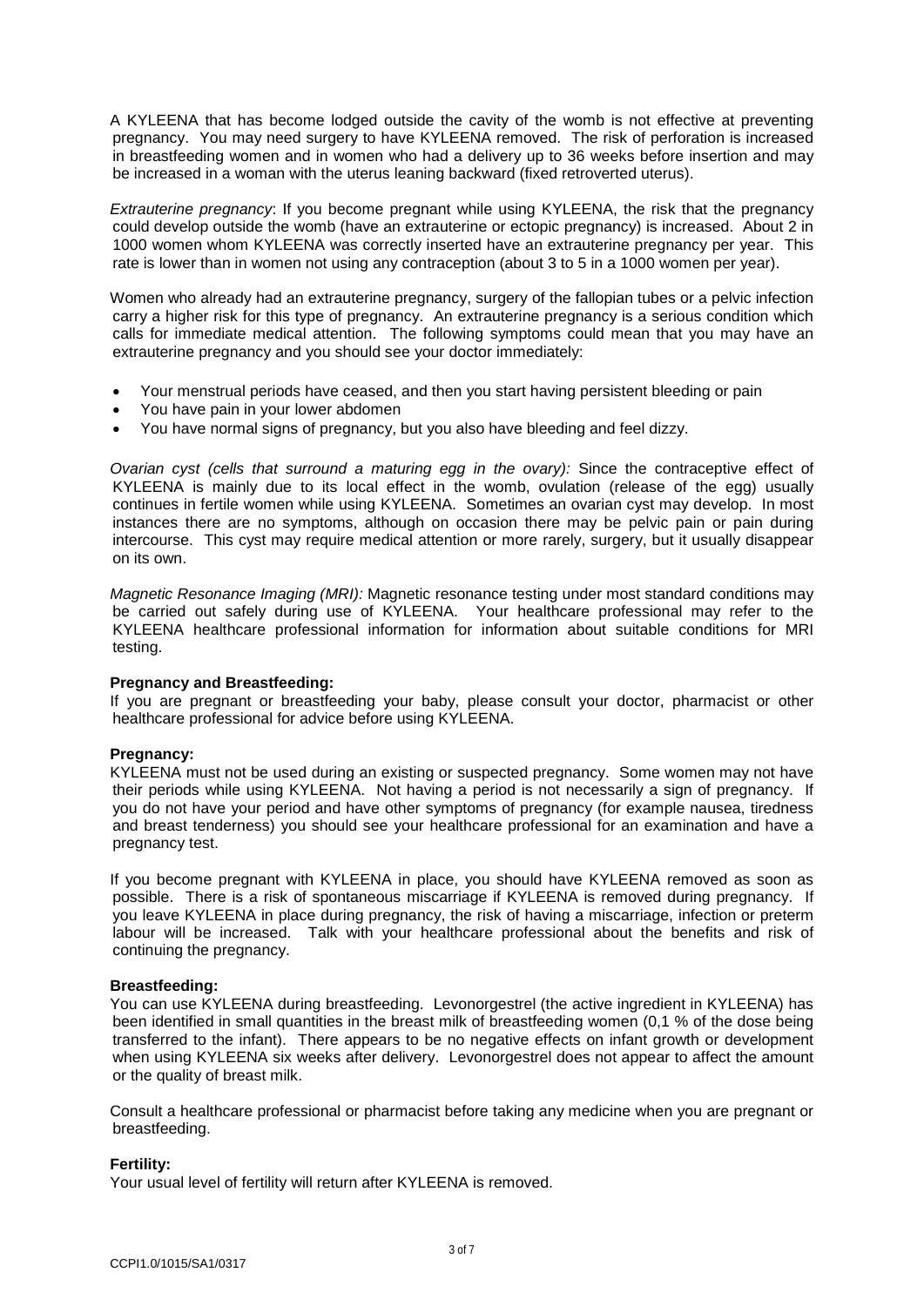A KYLEENA that has become lodged outside the cavity of the womb is not effective at preventing pregnancy. You may need surgery to have KYLEENA removed. The risk of perforation is increased in breastfeeding women and in women who had a delivery up to 36 weeks before insertion and may be increased in a woman with the uterus leaning backward (fixed retroverted uterus).

*Extrauterine pregnancy*: If you become pregnant while using KYLEENA, the risk that the pregnancy could develop outside the womb (have an extrauterine or ectopic pregnancy) is increased. About 2 in 1000 women whom KYLEENA was correctly inserted have an extrauterine pregnancy per year. This rate is lower than in women not using any contraception (about 3 to 5 in a 1000 women per year).

Women who already had an extrauterine pregnancy, surgery of the fallopian tubes or a pelvic infection carry a higher risk for this type of pregnancy. An extrauterine pregnancy is a serious condition which calls for immediate medical attention. The following symptoms could mean that you may have an extrauterine pregnancy and you should see your doctor immediately:

- Your menstrual periods have ceased, and then you start having persistent bleeding or pain
- You have pain in your lower abdomen
- You have normal signs of pregnancy, but you also have bleeding and feel dizzy.

*Ovarian cyst (cells that surround a maturing egg in the ovary):* Since the contraceptive effect of KYLEENA is mainly due to its local effect in the womb, ovulation (release of the egg) usually continues in fertile women while using KYLEENA. Sometimes an ovarian cyst may develop. In most instances there are no symptoms, although on occasion there may be pelvic pain or pain during intercourse. This cyst may require medical attention or more rarely, surgery, but it usually disappear on its own.

*Magnetic Resonance Imaging (MRI):* Magnetic resonance testing under most standard conditions may be carried out safely during use of KYLEENA. Your healthcare professional may refer to the KYLEENA healthcare professional information for information about suitable conditions for MRI testing.

**Pregnancy and Breastfeeding:**
If you are pregnant or breastfeeding your baby, please consult your doctor, pharmacist or other healthcare professional for advice before using KYLEENA.

**Pregnancy:**
KYLEENA must not be used during an existing or suspected pregnancy. Some women may not have their periods while using KYLEENA. Not having a period is not necessarily a sign of pregnancy. If you do not have your period and have other symptoms of pregnancy (for example nausea, tiredness and breast tenderness) you should see your healthcare professional for an examination and have a pregnancy test.

If you become pregnant with KYLEENA in place, you should have KYLEENA removed as soon as possible. There is a risk of spontaneous miscarriage if KYLEENA is removed during pregnancy. If you leave KYLEENA in place during pregnancy, the risk of having a miscarriage, infection or preterm labour will be increased. Talk with your healthcare professional about the benefits and risk of continuing the pregnancy.

**Breastfeeding:**
You can use KYLEENA during breastfeeding. Levonorgestrel (the active ingredient in KYLEENA) has been identified in small quantities in the breast milk of breastfeeding women (0,1 % of the dose being transferred to the infant). There appears to be no negative effects on infant growth or development when using KYLEENA six weeks after delivery. Levonorgestrel does not appear to affect the amount or the quality of breast milk.

Consult a healthcare professional or pharmacist before taking any medicine when you are pregnant or breastfeeding.

**Fertility:**
Your usual level of fertility will return after KYLEENA is removed.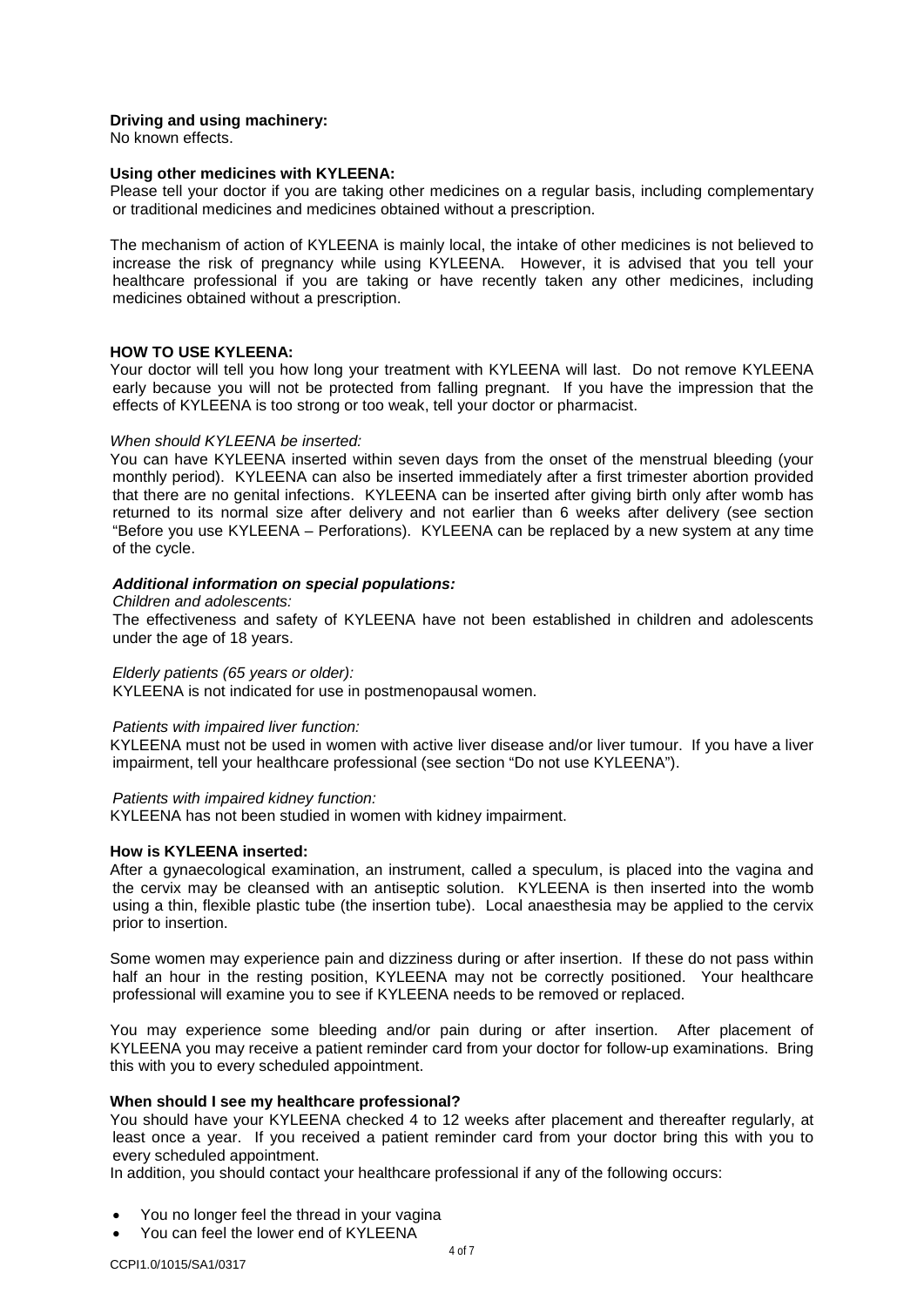**Driving and using machinery:**
No known effects.

**Using other medicines with KYLEENA:**
Please tell your doctor if you are taking other medicines on a regular basis, including complementary or traditional medicines and medicines obtained without a prescription.

The mechanism of action of KYLEENA is mainly local, the intake of other medicines is not believed to increase the risk of pregnancy while using KYLEENA. However, it is advised that you tell your healthcare professional if you are taking or have recently taken any other medicines, including medicines obtained without a prescription.

**HOW TO USE KYLEENA:**
Your doctor will tell you how long your treatment with KYLEENA will last. Do not remove KYLEENA early because you will not be protected from falling pregnant. If you have the impression that the effects of KYLEENA is too strong or too weak, tell your doctor or pharmacist.

*When should KYLEENA be inserted:*
You can have KYLEENA inserted within seven days from the onset of the menstrual bleeding (your monthly period). KYLEENA can also be inserted immediately after a first trimester abortion provided that there are no genital infections. KYLEENA can be inserted after giving birth only after womb has returned to its normal size after delivery and not earlier than 6 weeks after delivery (see section "Before you use KYLEENA – Perforations). KYLEENA can be replaced by a new system at any time of the cycle.

***Additional information on special populations:***
*Children and adolescents:*
The effectiveness and safety of KYLEENA have not been established in children and adolescents under the age of 18 years.

*Elderly patients (65 years or older):*
KYLEENA is not indicated for use in postmenopausal women.

*Patients with impaired liver function:*
KYLEENA must not be used in women with active liver disease and/or liver tumour. If you have a liver impairment, tell your healthcare professional (see section "Do not use KYLEENA").

*Patients with impaired kidney function:*
KYLEENA has not been studied in women with kidney impairment.

**How is KYLEENA inserted:**
After a gynaecological examination, an instrument, called a speculum, is placed into the vagina and the cervix may be cleansed with an antiseptic solution. KYLEENA is then inserted into the womb using a thin, flexible plastic tube (the insertion tube). Local anaesthesia may be applied to the cervix prior to insertion.

Some women may experience pain and dizziness during or after insertion. If these do not pass within half an hour in the resting position, KYLEENA may not be correctly positioned. Your healthcare professional will examine you to see if KYLEENA needs to be removed or replaced.

You may experience some bleeding and/or pain during or after insertion. After placement of KYLEENA you may receive a patient reminder card from your doctor for follow-up examinations. Bring this with you to every scheduled appointment.

**When should I see my healthcare professional?**
You should have your KYLEENA checked 4 to 12 weeks after placement and thereafter regularly, at least once a year. If you received a patient reminder card from your doctor bring this with you to every scheduled appointment.
In addition, you should contact your healthcare professional if any of the following occurs:

- You no longer feel the thread in your vagina
- You can feel the lower end of KYLEENA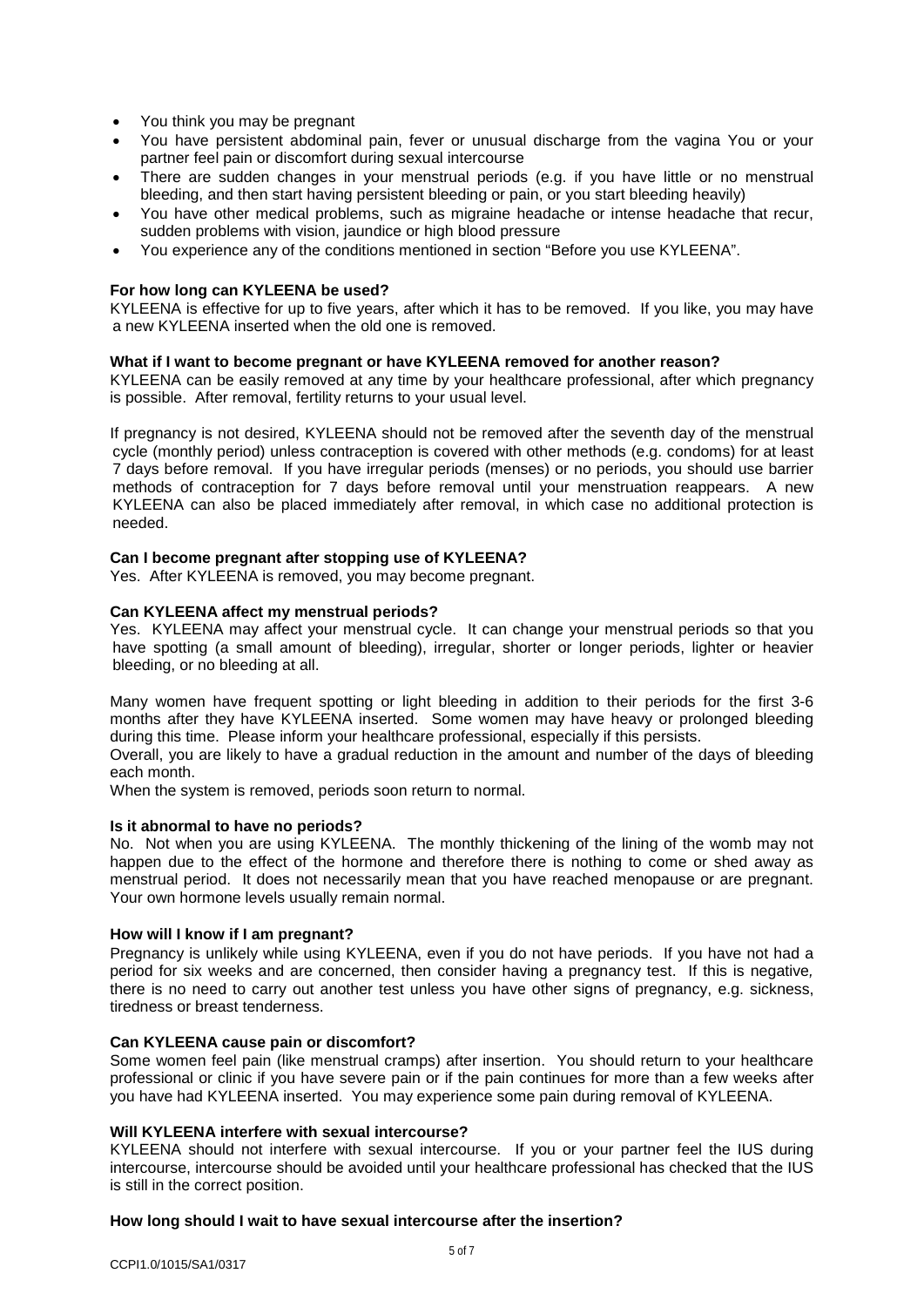- You think you may be pregnant
- You have persistent abdominal pain, fever or unusual discharge from the vagina You or your partner feel pain or discomfort during sexual intercourse
- There are sudden changes in your menstrual periods (e.g. if you have little or no menstrual bleeding, and then start having persistent bleeding or pain, or you start bleeding heavily)
- You have other medical problems, such as migraine headache or intense headache that recur, sudden problems with vision, jaundice or high blood pressure
- You experience any of the conditions mentioned in section "Before you use KYLEENA".

**For how long can KYLEENA be used?**

KYLEENA is effective for up to five years, after which it has to be removed. If you like, you may have a new KYLEENA inserted when the old one is removed.

**What if I want to become pregnant or have KYLEENA removed for another reason?**

KYLEENA can be easily removed at any time by your healthcare professional, after which pregnancy is possible. After removal, fertility returns to your usual level.

If pregnancy is not desired, KYLEENA should not be removed after the seventh day of the menstrual cycle (monthly period) unless contraception is covered with other methods (e.g. condoms) for at least 7 days before removal. If you have irregular periods (menses) or no periods, you should use barrier methods of contraception for 7 days before removal until your menstruation reappears. A new KYLEENA can also be placed immediately after removal, in which case no additional protection is needed.

**Can I become pregnant after stopping use of KYLEENA?**

Yes. After KYLEENA is removed, you may become pregnant.

**Can KYLEENA affect my menstrual periods?**

Yes. KYLEENA may affect your menstrual cycle. It can change your menstrual periods so that you have spotting (a small amount of bleeding), irregular, shorter or longer periods, lighter or heavier bleeding, or no bleeding at all.

Many women have frequent spotting or light bleeding in addition to their periods for the first 3-6 months after they have KYLEENA inserted. Some women may have heavy or prolonged bleeding during this time. Please inform your healthcare professional, especially if this persists.

Overall, you are likely to have a gradual reduction in the amount and number of the days of bleeding each month.

When the system is removed, periods soon return to normal.

**Is it abnormal to have no periods?**

No. Not when you are using KYLEENA. The monthly thickening of the lining of the womb may not happen due to the effect of the hormone and therefore there is nothing to come or shed away as menstrual period. It does not necessarily mean that you have reached menopause or are pregnant. Your own hormone levels usually remain normal.

**How will I know if I am pregnant?**

Pregnancy is unlikely while using KYLEENA, even if you do not have periods. If you have not had a period for six weeks and are concerned, then consider having a pregnancy test. If this is negative, there is no need to carry out another test unless you have other signs of pregnancy, e.g. sickness, tiredness or breast tenderness.

**Can KYLEENA cause pain or discomfort?**

Some women feel pain (like menstrual cramps) after insertion. You should return to your healthcare professional or clinic if you have severe pain or if the pain continues for more than a few weeks after you have had KYLEENA inserted. You may experience some pain during removal of KYLEENA.

**Will KYLEENA interfere with sexual intercourse?**

KYLEENA should not interfere with sexual intercourse. If you or your partner feel the IUS during intercourse, intercourse should be avoided until your healthcare professional has checked that the IUS is still in the correct position.

**How long should I wait to have sexual intercourse after the insertion?**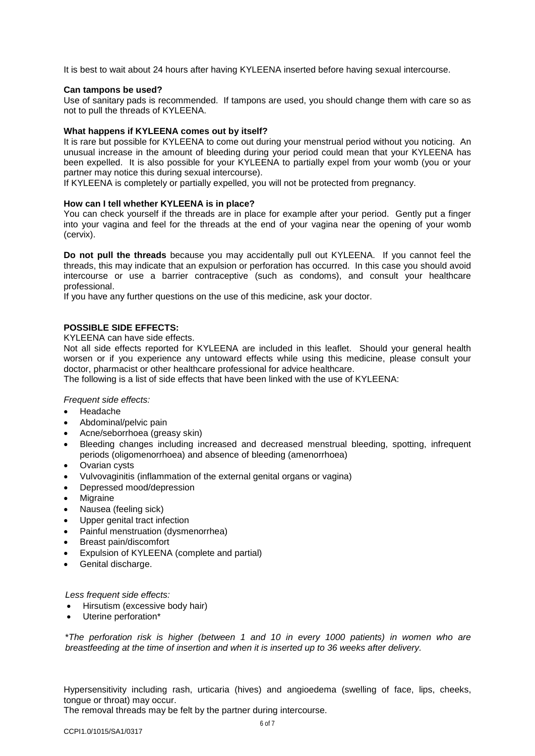It is best to wait about 24 hours after having KYLEENA inserted before having sexual intercourse.

**Can tampons be used?**
Use of sanitary pads is recommended. If tampons are used, you should change them with care so as not to pull the threads of KYLEENA.

**What happens if KYLEENA comes out by itself?**
It is rare but possible for KYLEENA to come out during your menstrual period without you noticing. An unusual increase in the amount of bleeding during your period could mean that your KYLEENA has been expelled. It is also possible for your KYLEENA to partially expel from your womb (you or your partner may notice this during sexual intercourse).
If KYLEENA is completely or partially expelled, you will not be protected from pregnancy.

**How can I tell whether KYLEENA is in place?**
You can check yourself if the threads are in place for example after your period. Gently put a finger into your vagina and feel for the threads at the end of your vagina near the opening of your womb (cervix).

**Do not pull the threads** because you may accidentally pull out KYLEENA. If you cannot feel the threads, this may indicate that an expulsion or perforation has occurred. In this case you should avoid intercourse or use a barrier contraceptive (such as condoms), and consult your healthcare professional.
If you have any further questions on the use of this medicine, ask your doctor.

**POSSIBLE SIDE EFFECTS:**
KYLEENA can have side effects.
Not all side effects reported for KYLEENA are included in this leaflet. Should your general health worsen or if you experience any untoward effects while using this medicine, please consult your doctor, pharmacist or other healthcare professional for advice healthcare.
The following is a list of side effects that have been linked with the use of KYLEENA:

*Frequent side effects:*

- Headache
- Abdominal/pelvic pain
- Acne/seborrhoea (greasy skin)
- Bleeding changes including increased and decreased menstrual bleeding, spotting, infrequent periods (oligomenorrhoea) and absence of bleeding (amenorrhoea)
- Ovarian cysts
- Vulvovaginitis (inflammation of the external genital organs or vagina)
- Depressed mood/depression
- Migraine
- Nausea (feeling sick)
- Upper genital tract infection
- Painful menstruation (dysmenorrhea)
- Breast pain/discomfort
- Expulsion of KYLEENA (complete and partial)
- Genital discharge.

*Less frequent side effects:*

- Hirsutism (excessive body hair)
- Uterine perforation*

**The perforation risk is higher (between 1 and 10 in every 1000 patients) in women who are breastfeeding at the time of insertion and when it is inserted up to 36 weeks after delivery.*

Hypersensitivity including rash, urticaria (hives) and angioedema (swelling of face, lips, cheeks, tongue or throat) may occur.
The removal threads may be felt by the partner during intercourse.

CCPI1.0/1015/SA1/0317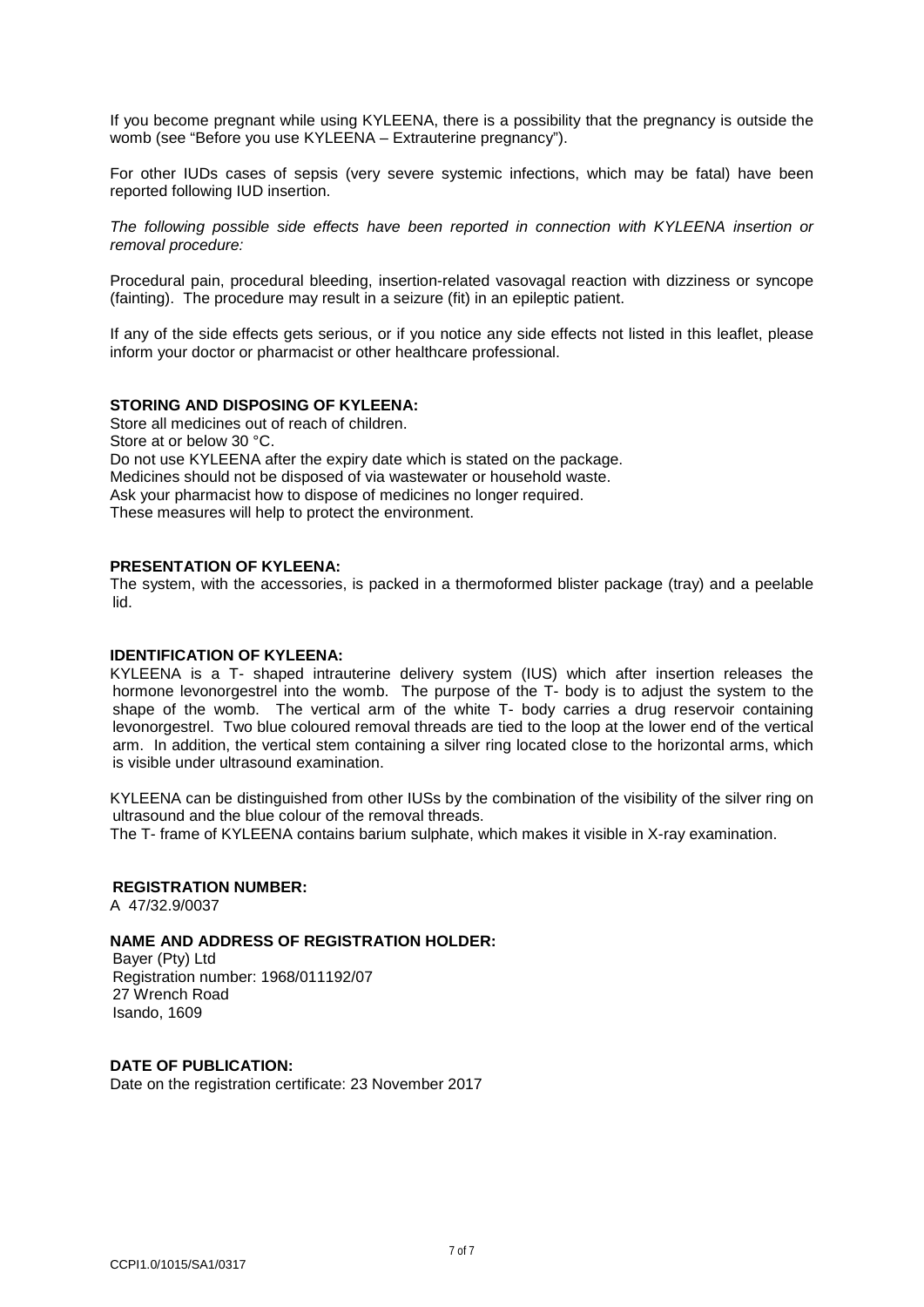If you become pregnant while using KYLEENA, there is a possibility that the pregnancy is outside the womb (see "Before you use KYLEENA – Extrauterine pregnancy").

For other IUDs cases of sepsis (very severe systemic infections, which may be fatal) have been reported following IUD insertion.

*The following possible side effects have been reported in connection with KYLEENA insertion or removal procedure:*

Procedural pain, procedural bleeding, insertion-related vasovagal reaction with dizziness or syncope (fainting). The procedure may result in a seizure (fit) in an epileptic patient.

If any of the side effects gets serious, or if you notice any side effects not listed in this leaflet, please inform your doctor or pharmacist or other healthcare professional.

**STORING AND DISPOSING OF KYLEENA:**

Store all medicines out of reach of children.
Store at or below 30 °C.
Do not use KYLEENA after the expiry date which is stated on the package.
Medicines should not be disposed of via wastewater or household waste.
Ask your pharmacist how to dispose of medicines no longer required.
These measures will help to protect the environment.

**PRESENTATION OF KYLEENA:**

The system, with the accessories, is packed in a thermoformed blister package (tray) and a peelable lid.

**IDENTIFICATION OF KYLEENA:**

KYLEENA is a T- shaped intrauterine delivery system (IUS) which after insertion releases the hormone levonorgestrel into the womb. The purpose of the T- body is to adjust the system to the shape of the womb. The vertical arm of the white T- body carries a drug reservoir containing levonorgestrel. Two blue coloured removal threads are tied to the loop at the lower end of the vertical arm. In addition, the vertical stem containing a silver ring located close to the horizontal arms, which is visible under ultrasound examination.

KYLEENA can be distinguished from other IUSs by the combination of the visibility of the silver ring on ultrasound and the blue colour of the removal threads.
The T- frame of KYLEENA contains barium sulphate, which makes it visible in X-ray examination.

**REGISTRATION NUMBER:**

A 47/32.9/0037

**NAME AND ADDRESS OF REGISTRATION HOLDER:**

Bayer (Pty) Ltd
Registration number: 1968/011192/07
27 Wrench Road
Isando, 1609

**DATE OF PUBLICATION:**

Date on the registration certificate: 23 November 2017